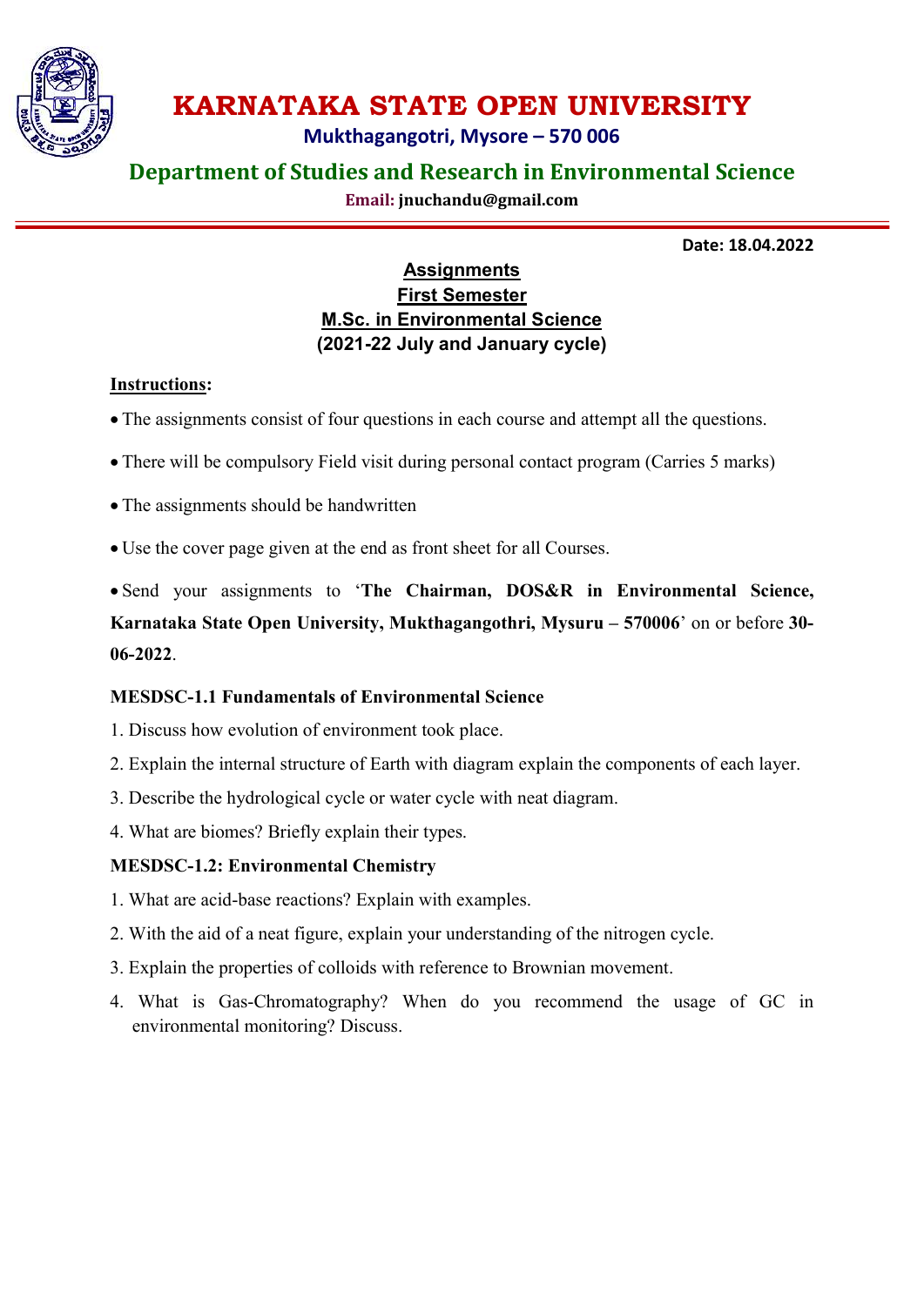# KARNATAKA STATE OPEN UNIVERSITY

**Mukthagangotri, Mysore – 570 006**

## Department of Studies and Research in Environmental Science

**Email: jnuchandu@gmail.com**

**Date: 18.04.2022**

**Assignments**
**First Semester**
**M.Sc. in Environmental Science**
**(2021-22 July and January cycle)**

**Instructions:**

- The assignments consist of four questions in each course and attempt all the questions.
- There will be compulsory Field visit during personal contact program (Carries 5 marks)
- The assignments should be handwritten
- Use the cover page given at the end as front sheet for all Courses.
- Send your assignments to '**The Chairman, DOS&R in Environmental Science, Karnataka State Open University, Mukthagangothri, Mysuru – 570006**' on or before **30-06-2022**.

**MESDSC-1.1 Fundamentals of Environmental Science**

1. Discuss how evolution of environment took place.
2. Explain the internal structure of Earth with diagram explain the components of each layer.
3. Describe the hydrological cycle or water cycle with neat diagram.
4. What are biomes? Briefly explain their types.

**MESDSC-1.2: Environmental Chemistry**

1. What are acid-base reactions? Explain with examples.
2. With the aid of a neat figure, explain your understanding of the nitrogen cycle.
3. Explain the properties of colloids with reference to Brownian movement.
4. What is Gas-Chromatography? When do you recommend the usage of GC in environmental monitoring? Discuss.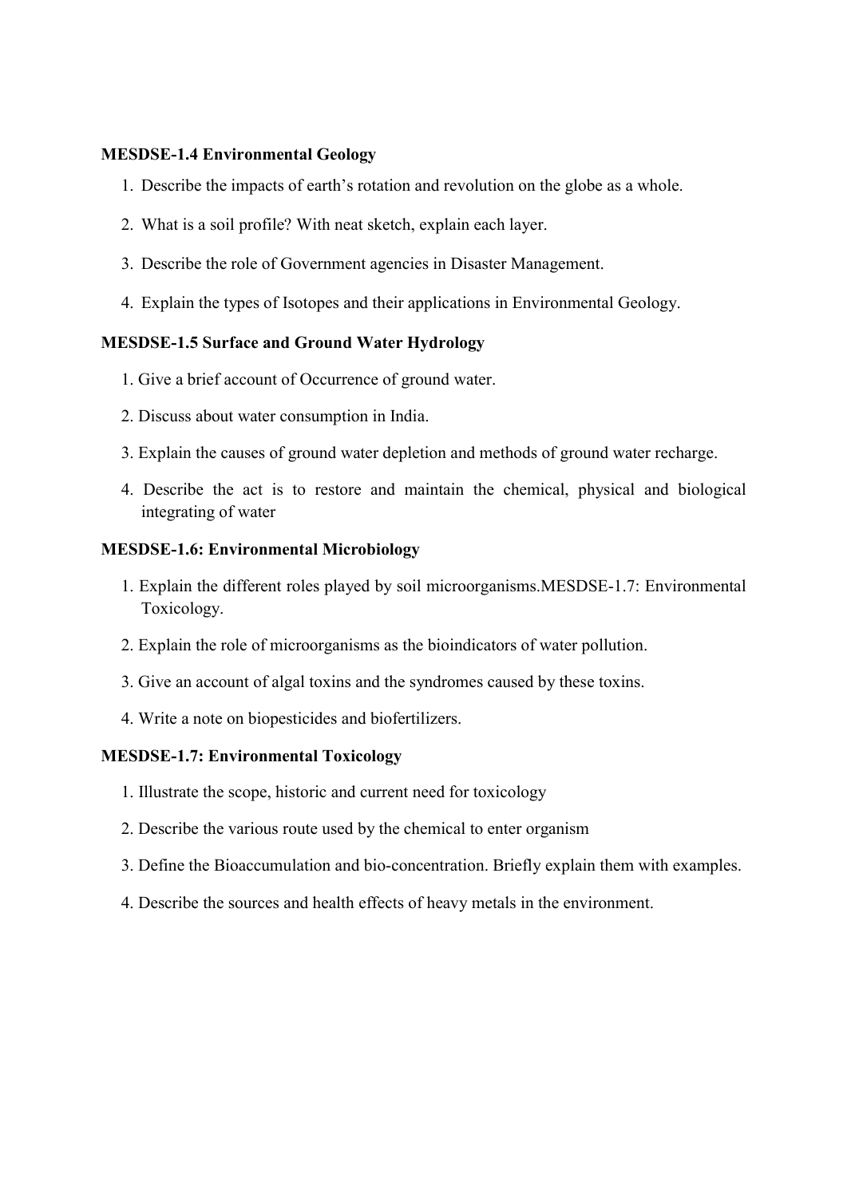**MESDSE-1.4 Environmental Geology**

1. Describe the impacts of earth's rotation and revolution on the globe as a whole.
2. What is a soil profile? With neat sketch, explain each layer.
3. Describe the role of Government agencies in Disaster Management.
4. Explain the types of Isotopes and their applications in Environmental Geology.

**MESDSE-1.5 Surface and Ground Water Hydrology**

1. Give a brief account of Occurrence of ground water.
2. Discuss about water consumption in India.
3. Explain the causes of ground water depletion and methods of ground water recharge.
4. Describe the act is to restore and maintain the chemical, physical and biological integrating of water

**MESDSE-1.6: Environmental Microbiology**

1. Explain the different roles played by soil microorganisms.MESDSE-1.7: Environmental Toxicology.
2. Explain the role of microorganisms as the bioindicators of water pollution.
3. Give an account of algal toxins and the syndromes caused by these toxins.
4. Write a note on biopesticides and biofertilizers.

**MESDSE-1.7: Environmental Toxicology**

1. Illustrate the scope, historic and current need for toxicology
2. Describe the various route used by the chemical to enter organism
3. Define the Bioaccumulation and bio-concentration. Briefly explain them with examples.
4. Describe the sources and health effects of heavy metals in the environment.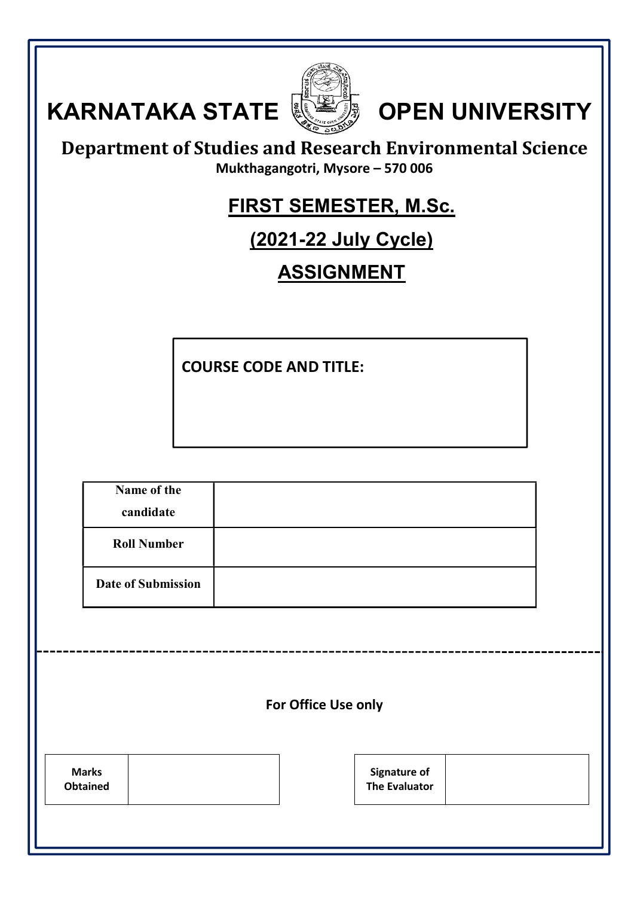# KARNATAKA STATE OPEN UNIVERSITY

## Department of Studies and Research Environmental Science

**Mukthagangotri, Mysore – 570 006**

## FIRST SEMESTER, M.Sc.

## (2021-22 July Cycle)

## ASSIGNMENT

**COURSE CODE AND TITLE:**

| Name of the candidate | |
|---|---|
| Roll Number | |
| Date of Submission | |

---

**For Office Use only**

| Marks Obtained | |
|---|---|

| Signature of The Evaluator | |
|---|---|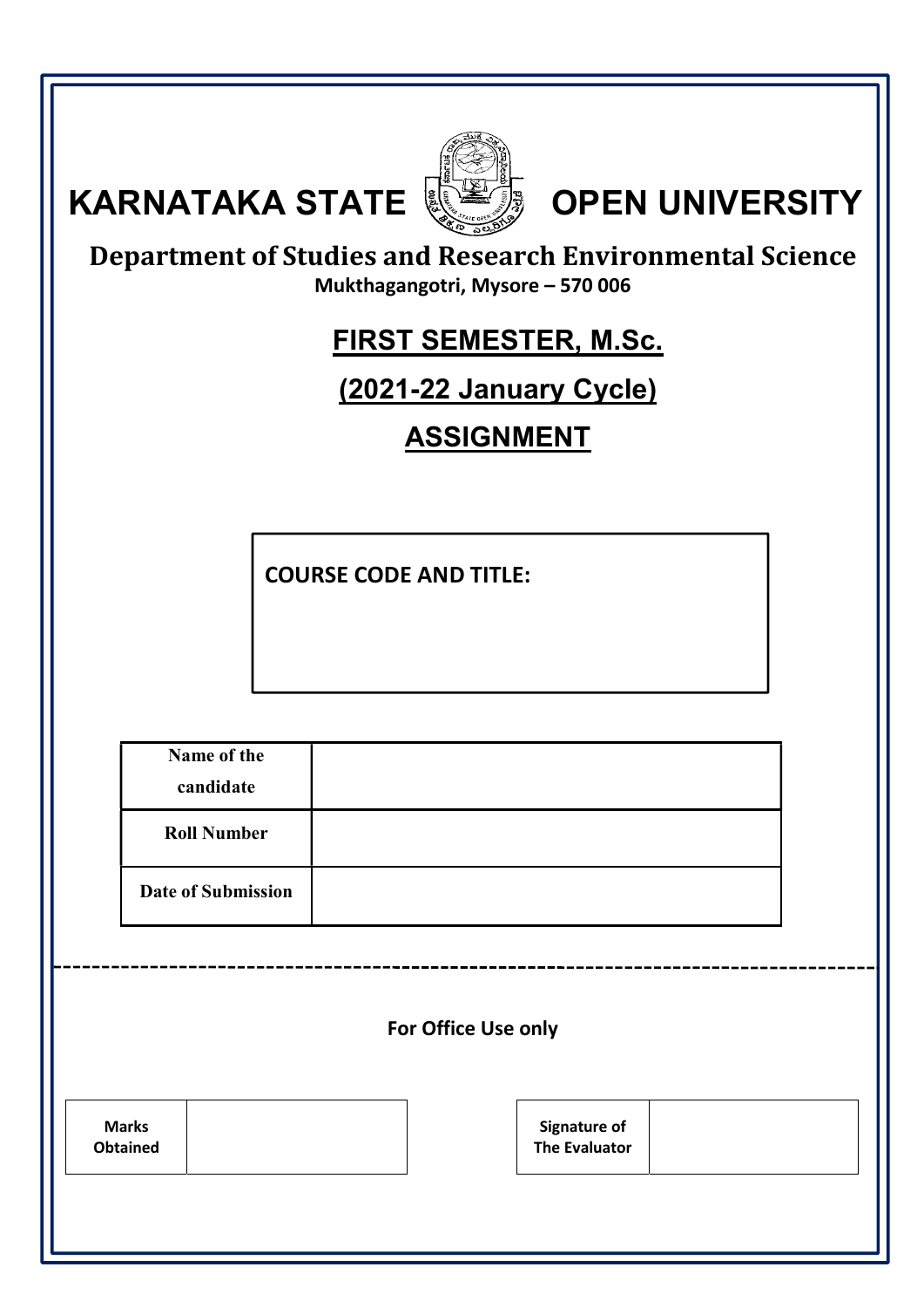# KARNATAKA STATE OPEN UNIVERSITY

## Department of Studies and Research Environmental Science

**Mukthagangotri, Mysore – 570 006**

## FIRST SEMESTER, M.Sc.

## (2021-22 January Cycle)

## ASSIGNMENT

**COURSE CODE AND TITLE:**

| | |
|---|---|
| **Name of the candidate** | |
| **Roll Number** | |
| **Date of Submission** | |

---

**For Office Use only**

| | | | |
|---|---|---|---|
| **Marks Obtained** | | **Signature of The Evaluator** | |